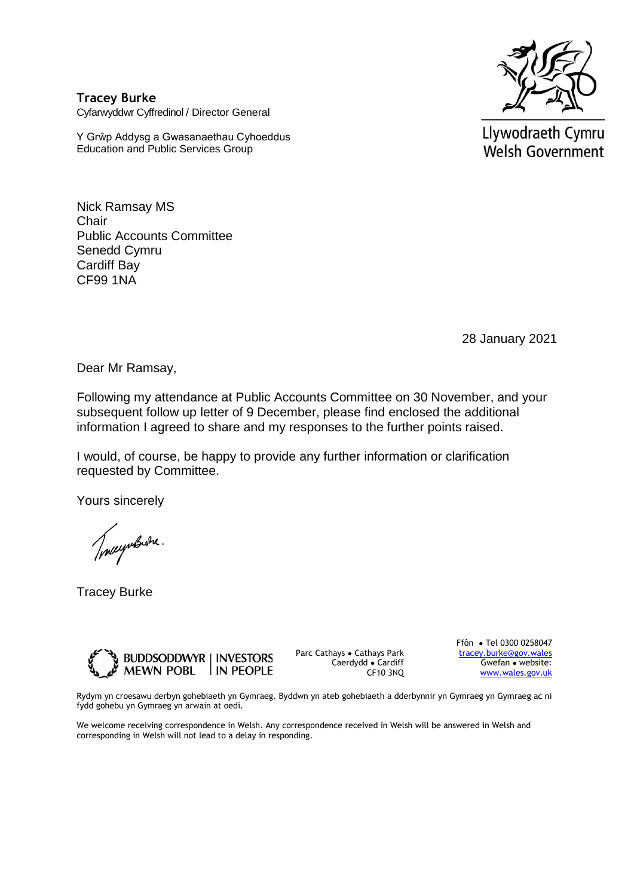**Tracey Burke**
Cyfarwyddwr Cyffredinol / Director General

Y Grŵp Addysg a Gwasanaethau Cyhoeddus
Education and Public Services Group

Llywodraeth Cymru
Welsh Government

Nick Ramsay MS
Chair
Public Accounts Committee
Senedd Cymru
Cardiff Bay
CF99 1NA

28 January 2021

Dear Mr Ramsay,

Following my attendance at Public Accounts Committee on 30 November, and your subsequent follow up letter of 9 December, please find enclosed the additional information I agreed to share and my responses to the further points raised.

I would, of course, be happy to provide any further information or clarification requested by Committee.

Yours sincerely

Tracey Burke

BUDDSODDWYR MEWN POBL | INVESTORS IN PEOPLE

Parc Cathays • Cathays Park
Caerdydd • Cardiff
CF10 3NQ

Ffôn • Tel 0300 0258047
tracey.burke@gov.wales
Gwefan • website:
www.wales.gov.uk

Rydym yn croesawu derbyn gohebiaeth yn Gymraeg. Byddwn yn ateb gohebiaeth a dderbynnir yn Gymraeg yn Gymraeg ac ni fydd gohebu yn Gymraeg yn arwain at oedi.

We welcome receiving correspondence in Welsh. Any correspondence received in Welsh will be answered in Welsh and corresponding in Welsh will not lead to a delay in responding.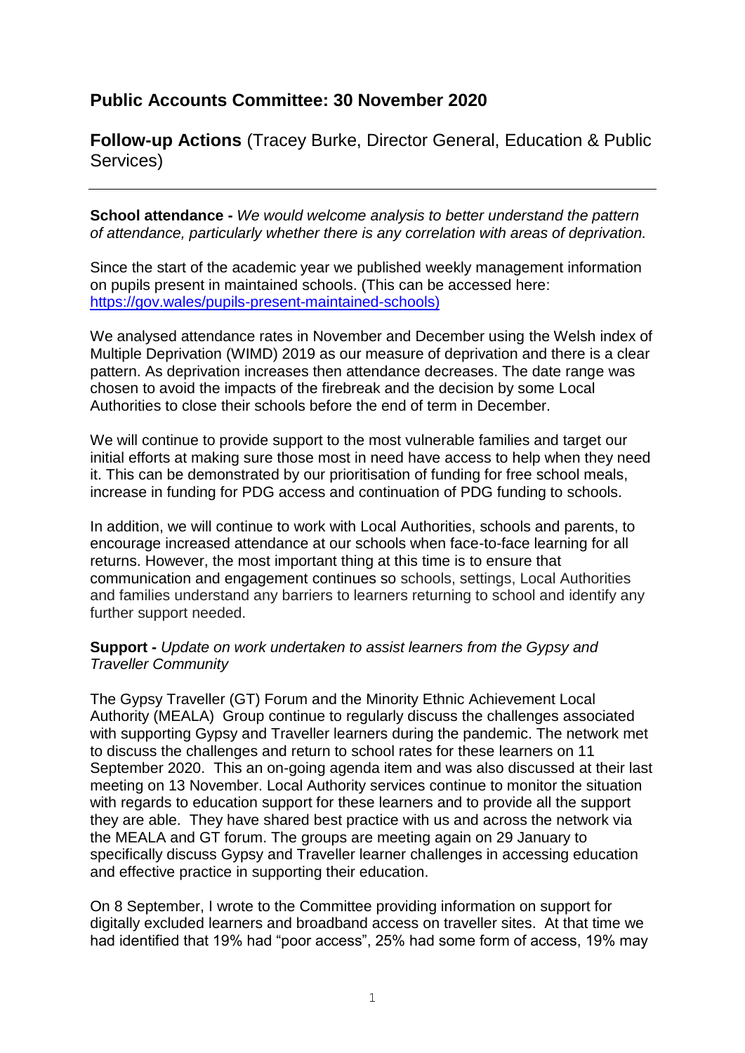# Public Accounts Committee: 30 November 2020

## **Follow-up Actions** (Tracey Burke, Director General, Education & Public Services)

---

**School attendance -** *We would welcome analysis to better understand the pattern of attendance, particularly whether there is any correlation with areas of deprivation.*

Since the start of the academic year we published weekly management information on pupils present in maintained schools. (This can be accessed here: [https://gov.wales/pupils-present-maintained-schools)](https://gov.wales/pupils-present-maintained-schools)

We analysed attendance rates in November and December using the Welsh index of Multiple Deprivation (WIMD) 2019 as our measure of deprivation and there is a clear pattern. As deprivation increases then attendance decreases. The date range was chosen to avoid the impacts of the firebreak and the decision by some Local Authorities to close their schools before the end of term in December.

We will continue to provide support to the most vulnerable families and target our initial efforts at making sure those most in need have access to help when they need it. This can be demonstrated by our prioritisation of funding for free school meals, increase in funding for PDG access and continuation of PDG funding to schools.

In addition, we will continue to work with Local Authorities, schools and parents, to encourage increased attendance at our schools when face-to-face learning for all returns. However, the most important thing at this time is to ensure that communication and engagement continues so schools, settings, Local Authorities and families understand any barriers to learners returning to school and identify any further support needed.

**Support -** *Update on work undertaken to assist learners from the Gypsy and Traveller Community*

The Gypsy Traveller (GT) Forum and the Minority Ethnic Achievement Local Authority (MEALA) Group continue to regularly discuss the challenges associated with supporting Gypsy and Traveller learners during the pandemic. The network met to discuss the challenges and return to school rates for these learners on 11 September 2020. This an on-going agenda item and was also discussed at their last meeting on 13 November. Local Authority services continue to monitor the situation with regards to education support for these learners and to provide all the support they are able. They have shared best practice with us and across the network via the MEALA and GT forum. The groups are meeting again on 29 January to specifically discuss Gypsy and Traveller learner challenges in accessing education and effective practice in supporting their education.

On 8 September, I wrote to the Committee providing information on support for digitally excluded learners and broadband access on traveller sites. At that time we had identified that 19% had "poor access", 25% had some form of access, 19% may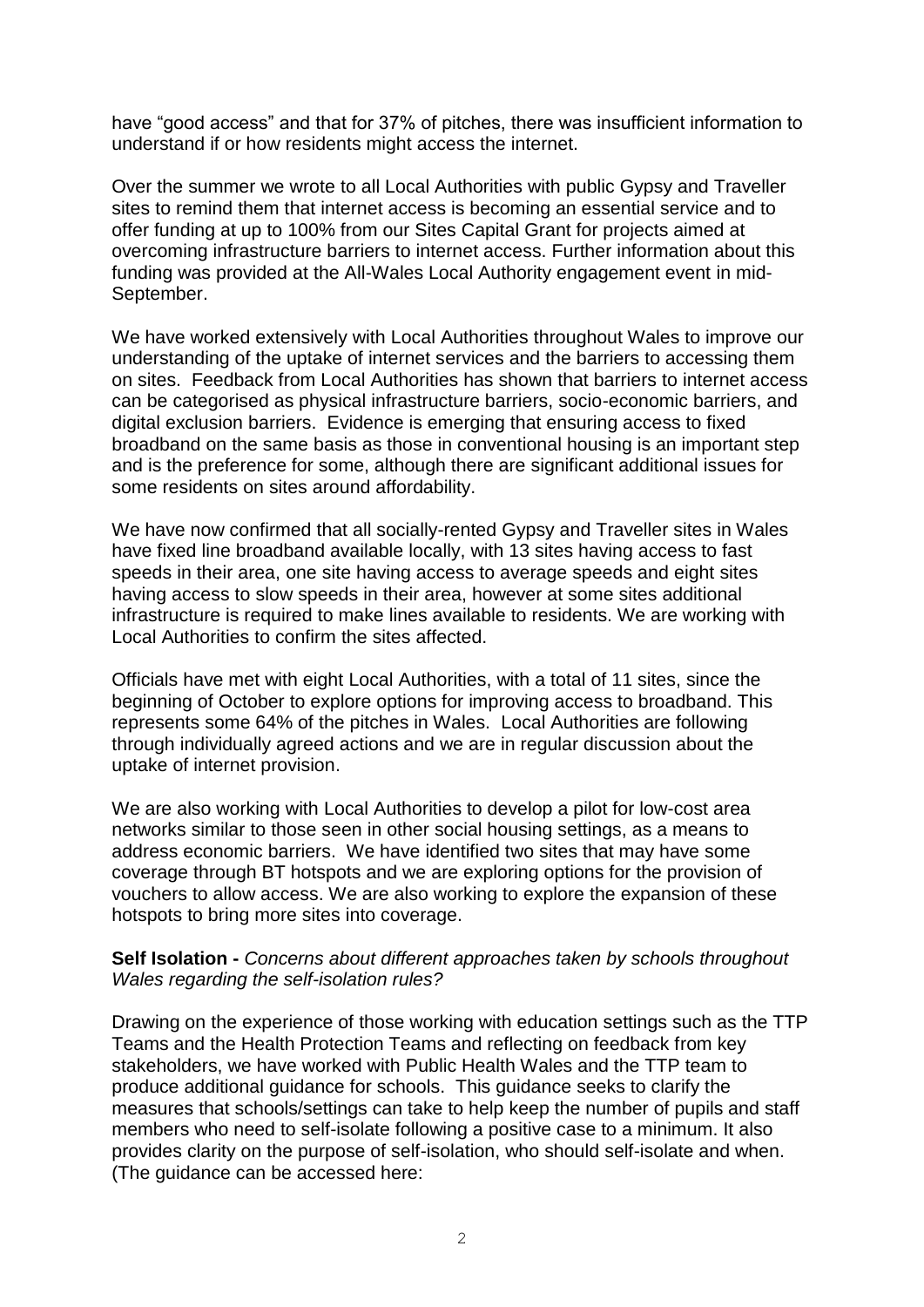have "good access" and that for 37% of pitches, there was insufficient information to understand if or how residents might access the internet.

Over the summer we wrote to all Local Authorities with public Gypsy and Traveller sites to remind them that internet access is becoming an essential service and to offer funding at up to 100% from our Sites Capital Grant for projects aimed at overcoming infrastructure barriers to internet access. Further information about this funding was provided at the All-Wales Local Authority engagement event in mid-September.

We have worked extensively with Local Authorities throughout Wales to improve our understanding of the uptake of internet services and the barriers to accessing them on sites. Feedback from Local Authorities has shown that barriers to internet access can be categorised as physical infrastructure barriers, socio-economic barriers, and digital exclusion barriers. Evidence is emerging that ensuring access to fixed broadband on the same basis as those in conventional housing is an important step and is the preference for some, although there are significant additional issues for some residents on sites around affordability.

We have now confirmed that all socially-rented Gypsy and Traveller sites in Wales have fixed line broadband available locally, with 13 sites having access to fast speeds in their area, one site having access to average speeds and eight sites having access to slow speeds in their area, however at some sites additional infrastructure is required to make lines available to residents. We are working with Local Authorities to confirm the sites affected.

Officials have met with eight Local Authorities, with a total of 11 sites, since the beginning of October to explore options for improving access to broadband. This represents some 64% of the pitches in Wales. Local Authorities are following through individually agreed actions and we are in regular discussion about the uptake of internet provision.

We are also working with Local Authorities to develop a pilot for low-cost area networks similar to those seen in other social housing settings, as a means to address economic barriers. We have identified two sites that may have some coverage through BT hotspots and we are exploring options for the provision of vouchers to allow access. We are also working to explore the expansion of these hotspots to bring more sites into coverage.

**Self Isolation -** *Concerns about different approaches taken by schools throughout Wales regarding the self-isolation rules?*

Drawing on the experience of those working with education settings such as the TTP Teams and the Health Protection Teams and reflecting on feedback from key stakeholders, we have worked with Public Health Wales and the TTP team to produce additional guidance for schools. This guidance seeks to clarify the measures that schools/settings can take to help keep the number of pupils and staff members who need to self-isolate following a positive case to a minimum. It also provides clarity on the purpose of self-isolation, who should self-isolate and when. (The guidance can be accessed here: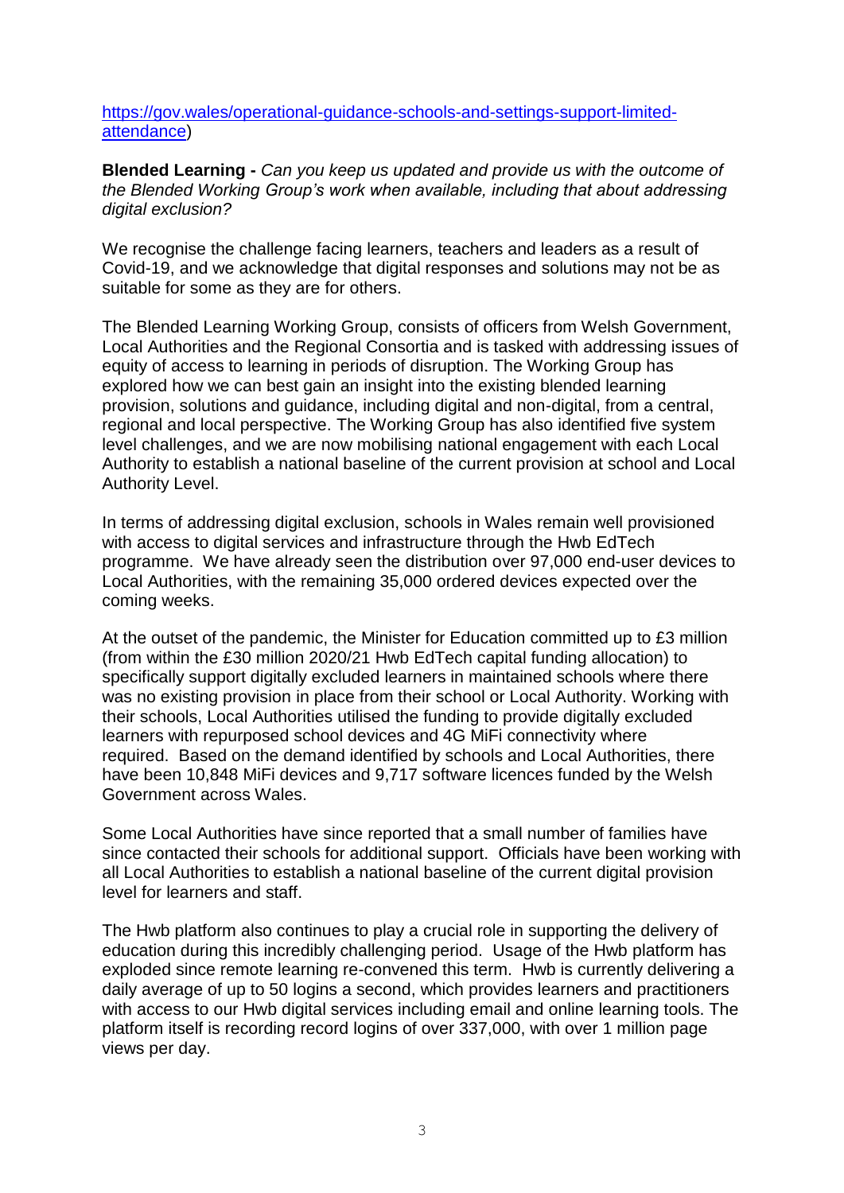[https://gov.wales/operational-guidance-schools-and-settings-support-limited-attendance](https://gov.wales/operational-guidance-schools-and-settings-support-limited-attendance))

**Blended Learning -** *Can you keep us updated and provide us with the outcome of the Blended Working Group's work when available, including that about addressing digital exclusion?*

We recognise the challenge facing learners, teachers and leaders as a result of Covid-19, and we acknowledge that digital responses and solutions may not be as suitable for some as they are for others.

The Blended Learning Working Group, consists of officers from Welsh Government, Local Authorities and the Regional Consortia and is tasked with addressing issues of equity of access to learning in periods of disruption. The Working Group has explored how we can best gain an insight into the existing blended learning provision, solutions and guidance, including digital and non-digital, from a central, regional and local perspective. The Working Group has also identified five system level challenges, and we are now mobilising national engagement with each Local Authority to establish a national baseline of the current provision at school and Local Authority Level.

In terms of addressing digital exclusion, schools in Wales remain well provisioned with access to digital services and infrastructure through the Hwb EdTech programme. We have already seen the distribution over 97,000 end-user devices to Local Authorities, with the remaining 35,000 ordered devices expected over the coming weeks.

At the outset of the pandemic, the Minister for Education committed up to £3 million (from within the £30 million 2020/21 Hwb EdTech capital funding allocation) to specifically support digitally excluded learners in maintained schools where there was no existing provision in place from their school or Local Authority. Working with their schools, Local Authorities utilised the funding to provide digitally excluded learners with repurposed school devices and 4G MiFi connectivity where required. Based on the demand identified by schools and Local Authorities, there have been 10,848 MiFi devices and 9,717 software licences funded by the Welsh Government across Wales.

Some Local Authorities have since reported that a small number of families have since contacted their schools for additional support. Officials have been working with all Local Authorities to establish a national baseline of the current digital provision level for learners and staff.

The Hwb platform also continues to play a crucial role in supporting the delivery of education during this incredibly challenging period. Usage of the Hwb platform has exploded since remote learning re-convened this term. Hwb is currently delivering a daily average of up to 50 logins a second, which provides learners and practitioners with access to our Hwb digital services including email and online learning tools. The platform itself is recording record logins of over 337,000, with over 1 million page views per day.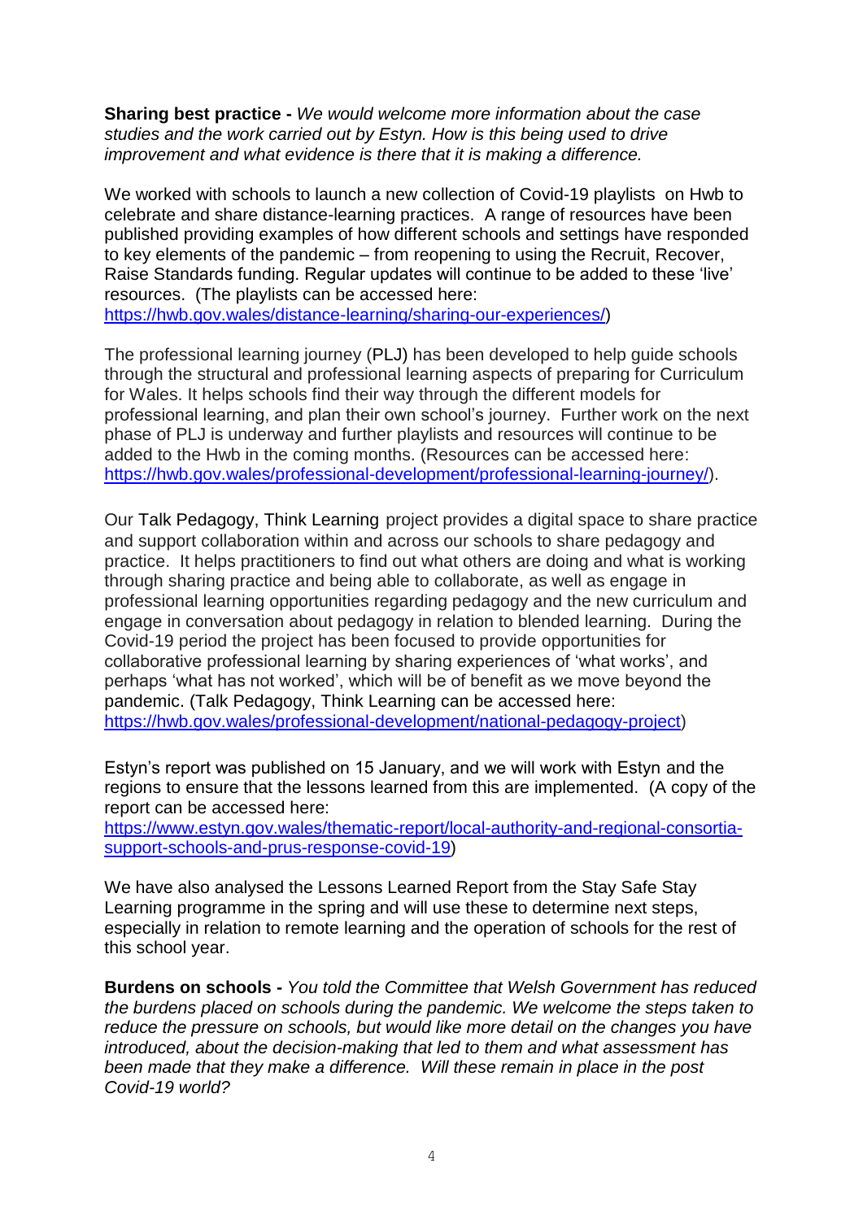**Sharing best practice -** *We would welcome more information about the case studies and the work carried out by Estyn. How is this being used to drive improvement and what evidence is there that it is making a difference.*

We worked with schools to launch a new collection of Covid-19 playlists on Hwb to celebrate and share distance-learning practices. A range of resources have been published providing examples of how different schools and settings have responded to key elements of the pandemic – from reopening to using the Recruit, Recover, Raise Standards funding. Regular updates will continue to be added to these 'live' resources. (The playlists can be accessed here: https://hwb.gov.wales/distance-learning/sharing-our-experiences/)

The professional learning journey (PLJ) has been developed to help guide schools through the structural and professional learning aspects of preparing for Curriculum for Wales. It helps schools find their way through the different models for professional learning, and plan their own school's journey. Further work on the next phase of PLJ is underway and further playlists and resources will continue to be added to the Hwb in the coming months. (Resources can be accessed here: https://hwb.gov.wales/professional-development/professional-learning-journey/).

Our Talk Pedagogy, Think Learning project provides a digital space to share practice and support collaboration within and across our schools to share pedagogy and practice. It helps practitioners to find out what others are doing and what is working through sharing practice and being able to collaborate, as well as engage in professional learning opportunities regarding pedagogy and the new curriculum and engage in conversation about pedagogy in relation to blended learning. During the Covid-19 period the project has been focused to provide opportunities for collaborative professional learning by sharing experiences of 'what works', and perhaps 'what has not worked', which will be of benefit as we move beyond the pandemic. (Talk Pedagogy, Think Learning can be accessed here: https://hwb.gov.wales/professional-development/national-pedagogy-project)

Estyn's report was published on 15 January, and we will work with Estyn and the regions to ensure that the lessons learned from this are implemented. (A copy of the report can be accessed here: https://www.estyn.gov.wales/thematic-report/local-authority-and-regional-consortia-support-schools-and-prus-response-covid-19)

We have also analysed the Lessons Learned Report from the Stay Safe Stay Learning programme in the spring and will use these to determine next steps, especially in relation to remote learning and the operation of schools for the rest of this school year.

**Burdens on schools -** *You told the Committee that Welsh Government has reduced the burdens placed on schools during the pandemic. We welcome the steps taken to reduce the pressure on schools, but would like more detail on the changes you have introduced, about the decision-making that led to them and what assessment has been made that they make a difference. Will these remain in place in the post Covid-19 world?*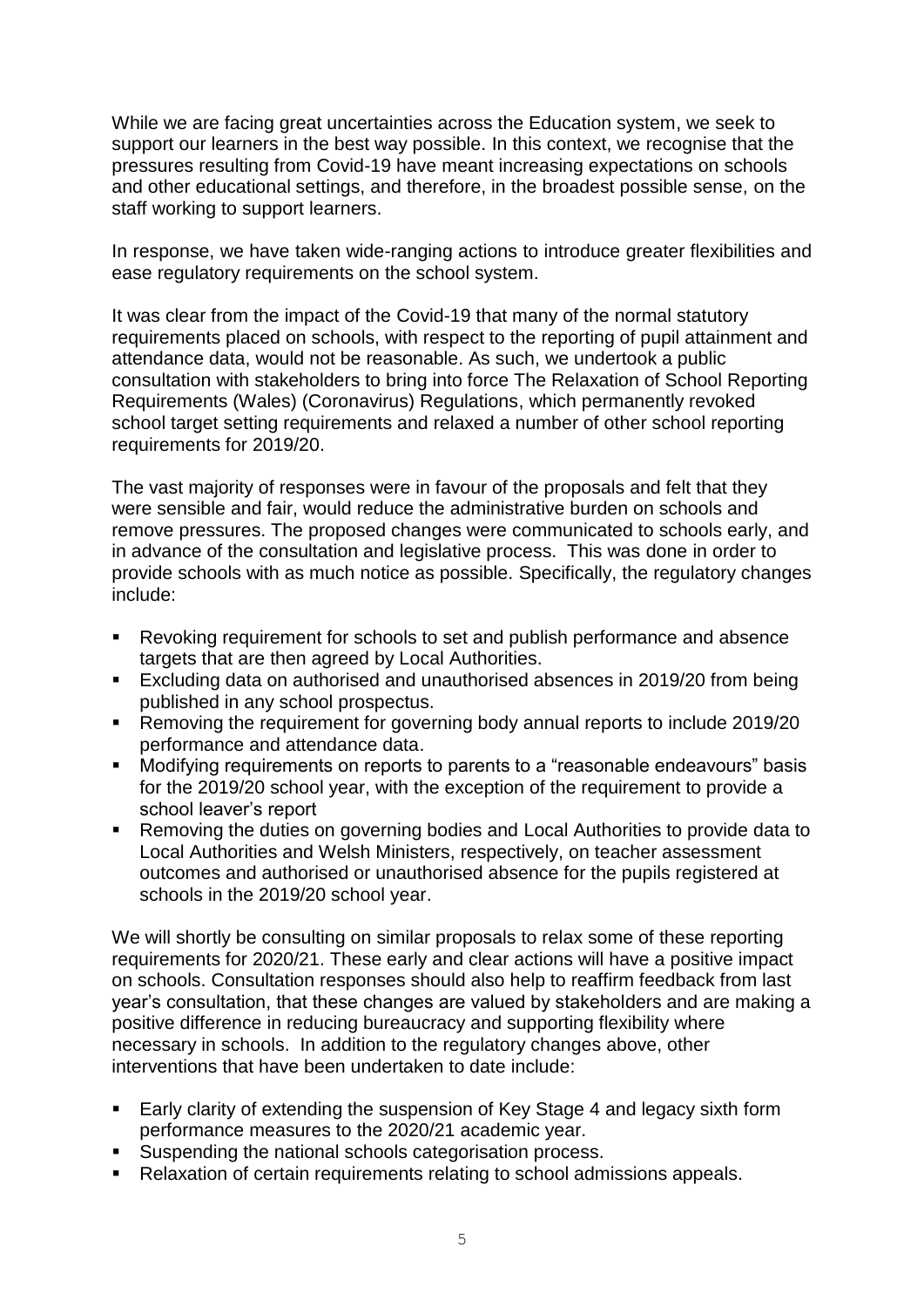While we are facing great uncertainties across the Education system, we seek to support our learners in the best way possible. In this context, we recognise that the pressures resulting from Covid-19 have meant increasing expectations on schools and other educational settings, and therefore, in the broadest possible sense, on the staff working to support learners.

In response, we have taken wide-ranging actions to introduce greater flexibilities and ease regulatory requirements on the school system.

It was clear from the impact of the Covid-19 that many of the normal statutory requirements placed on schools, with respect to the reporting of pupil attainment and attendance data, would not be reasonable. As such, we undertook a public consultation with stakeholders to bring into force The Relaxation of School Reporting Requirements (Wales) (Coronavirus) Regulations, which permanently revoked school target setting requirements and relaxed a number of other school reporting requirements for 2019/20.

The vast majority of responses were in favour of the proposals and felt that they were sensible and fair, would reduce the administrative burden on schools and remove pressures. The proposed changes were communicated to schools early, and in advance of the consultation and legislative process. This was done in order to provide schools with as much notice as possible. Specifically, the regulatory changes include:

- Revoking requirement for schools to set and publish performance and absence targets that are then agreed by Local Authorities.
- Excluding data on authorised and unauthorised absences in 2019/20 from being published in any school prospectus.
- Removing the requirement for governing body annual reports to include 2019/20 performance and attendance data.
- Modifying requirements on reports to parents to a "reasonable endeavours" basis for the 2019/20 school year, with the exception of the requirement to provide a school leaver's report
- Removing the duties on governing bodies and Local Authorities to provide data to Local Authorities and Welsh Ministers, respectively, on teacher assessment outcomes and authorised or unauthorised absence for the pupils registered at schools in the 2019/20 school year.

We will shortly be consulting on similar proposals to relax some of these reporting requirements for 2020/21. These early and clear actions will have a positive impact on schools. Consultation responses should also help to reaffirm feedback from last year's consultation, that these changes are valued by stakeholders and are making a positive difference in reducing bureaucracy and supporting flexibility where necessary in schools. In addition to the regulatory changes above, other interventions that have been undertaken to date include:

- Early clarity of extending the suspension of Key Stage 4 and legacy sixth form performance measures to the 2020/21 academic year.
- Suspending the national schools categorisation process.
- Relaxation of certain requirements relating to school admissions appeals.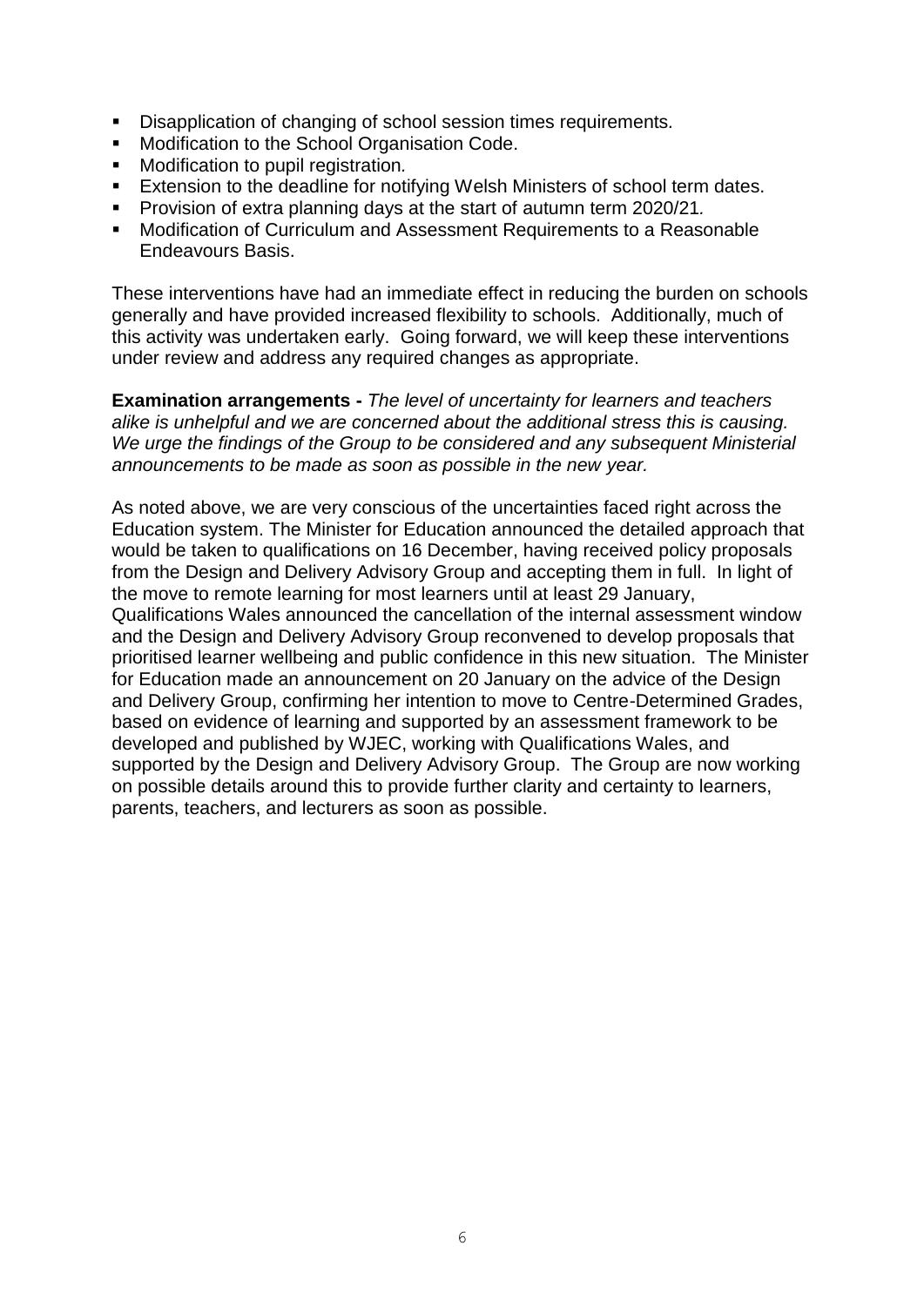- Disapplication of changing of school session times requirements.
- Modification to the School Organisation Code.
- Modification to pupil registration.
- Extension to the deadline for notifying Welsh Ministers of school term dates.
- Provision of extra planning days at the start of autumn term 2020/21.
- Modification of Curriculum and Assessment Requirements to a Reasonable Endeavours Basis.

These interventions have had an immediate effect in reducing the burden on schools generally and have provided increased flexibility to schools. Additionally, much of this activity was undertaken early. Going forward, we will keep these interventions under review and address any required changes as appropriate.

**Examination arrangements -** *The level of uncertainty for learners and teachers alike is unhelpful and we are concerned about the additional stress this is causing. We urge the findings of the Group to be considered and any subsequent Ministerial announcements to be made as soon as possible in the new year.*

As noted above, we are very conscious of the uncertainties faced right across the Education system. The Minister for Education announced the detailed approach that would be taken to qualifications on 16 December, having received policy proposals from the Design and Delivery Advisory Group and accepting them in full. In light of the move to remote learning for most learners until at least 29 January, Qualifications Wales announced the cancellation of the internal assessment window and the Design and Delivery Advisory Group reconvened to develop proposals that prioritised learner wellbeing and public confidence in this new situation. The Minister for Education made an announcement on 20 January on the advice of the Design and Delivery Group, confirming her intention to move to Centre-Determined Grades, based on evidence of learning and supported by an assessment framework to be developed and published by WJEC, working with Qualifications Wales, and supported by the Design and Delivery Advisory Group. The Group are now working on possible details around this to provide further clarity and certainty to learners, parents, teachers, and lecturers as soon as possible.